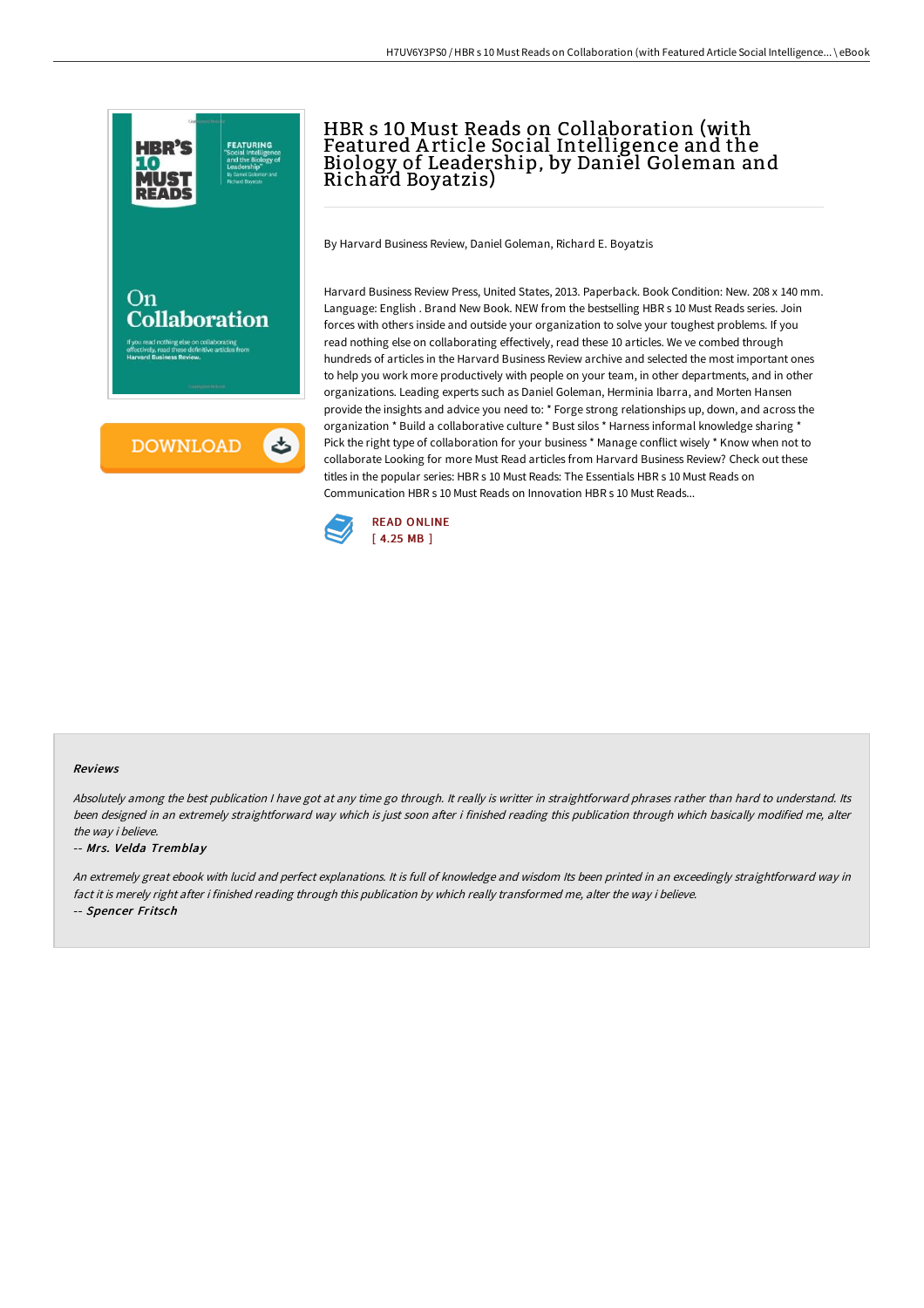# HBR s 10 Must Reads on Collaboration (with Featured Article Social Intelligence and the Biology of Leadership, by Daniel Goleman and Richard Boyatzis)

By Harvard Business Review, Daniel Goleman, Richard E. Boyatzis

Harvard Business Review Press, United States, 2013. Paperback. Book Condition: New. 208 x 140 mm. Language: English . Brand New Book. NEW from the bestselling HBR s 10 Must Reads series. Join forces with others inside and outside your organization to solve your toughest problems. If you read nothing else on collaborating effectively, read these 10 articles. We ve combed through hundreds of articles in the Harvard Business Review archive and selected the most important ones to help you work more productively with people on your team, in other departments, and in other organizations. Leading experts such as Daniel Goleman, Herminia Ibarra, and Morten Hansen provide the insights and advice you need to: * Forge strong relationships up, down, and across the organization * Build a collaborative culture * Bust silos * Harness informal knowledge sharing * Pick the right type of collaboration for your business * Manage conflict wisely * Know when not to collaborate Looking for more Must Read articles from Harvard Business Review? Check out these titles in the popular series: HBR s 10 Must Reads: The Essentials HBR s 10 Must Reads on Communication HBR s 10 Must Reads on Innovation HBR s 10 Must Reads...

READ ONLINE
[ 4.25 MB ]

## Reviews

*Absolutely among the best publication I have got at any time go through. It really is writter in straightforward phrases rather than hard to understand. Its been designed in an extremely straightforward way which is just soon after i finished reading this publication through which basically modified me, alter the way i believe.*

-- *Mrs. Velda Tremblay*

*An extremely great ebook with lucid and perfect explanations. It is full of knowledge and wisdom Its been printed in an exceedingly straightforward way in fact it is merely right after i finished reading this publication by which really transformed me, alter the way i believe.*

-- *Spencer Fritsch*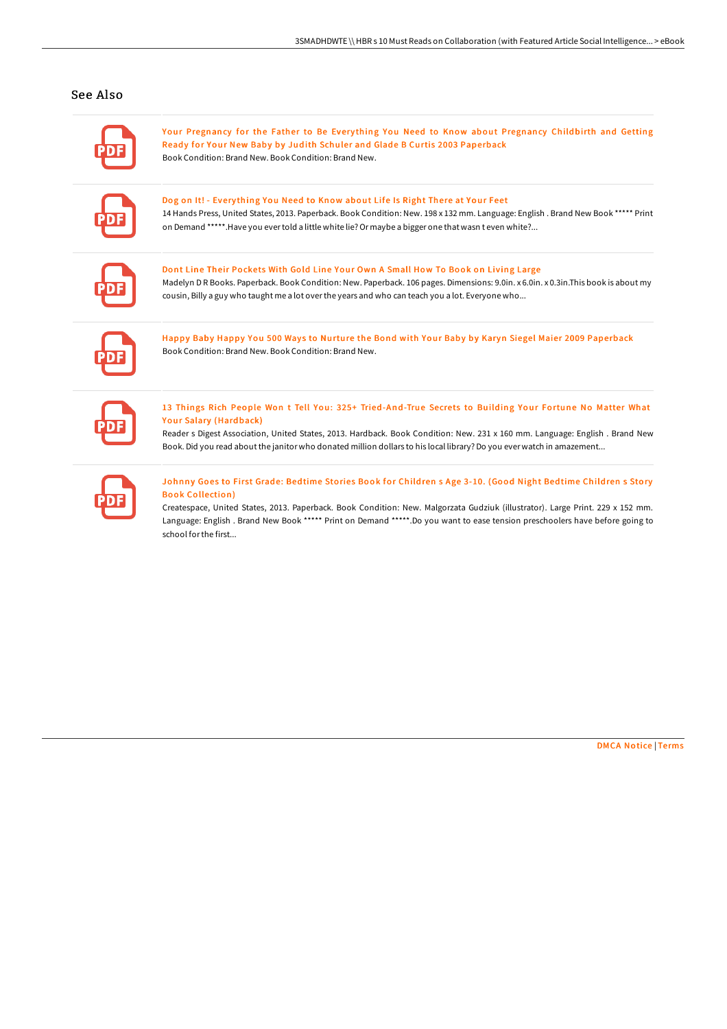## See Also

Your Pregnancy for the Father to Be Everything You Need to Know about Pregnancy Childbirth and Getting Ready for Your New Baby by Judith Schuler and Glade B Curtis 2003 Paperback
Book Condition: Brand New. Book Condition: Brand New.

Dog on It! - Everything You Need to Know about Life Is Right There at Your Feet
14 Hands Press, United States, 2013. Paperback. Book Condition: New. 198 x 132 mm. Language: English . Brand New Book ***** Print on Demand *****.Have you ever told a little white lie? Or maybe a bigger one that wasn t even white?...

Dont Line Their Pockets With Gold Line Your Own A Small How To Book on Living Large
Madelyn D R Books. Paperback. Book Condition: New. Paperback. 106 pages. Dimensions: 9.0in. x 6.0in. x 0.3in.This book is about my cousin, Billy a guy who taught me a lot over the years and who can teach you a lot. Everyone who...

Happy Baby Happy You 500 Ways to Nurture the Bond with Your Baby by Karyn Siegel Maier 2009 Paperback
Book Condition: Brand New. Book Condition: Brand New.

13 Things Rich People Won t Tell You: 325+ Tried-And-True Secrets to Building Your Fortune No Matter What Your Salary (Hardback)
Reader s Digest Association, United States, 2013. Hardback. Book Condition: New. 231 x 160 mm. Language: English . Brand New Book. Did you read about the janitor who donated million dollars to his local library? Do you ever watch in amazement...

Johnny Goes to First Grade: Bedtime Stories Book for Children s Age 3-10. (Good Night Bedtime Children s Story Book Collection)
Createspace, United States, 2013. Paperback. Book Condition: New. Malgorzata Gudziuk (illustrator). Large Print. 229 x 152 mm. Language: English . Brand New Book ***** Print on Demand *****.Do you want to ease tension preschoolers have before going to school for the first...

DMCA Notice | Terms